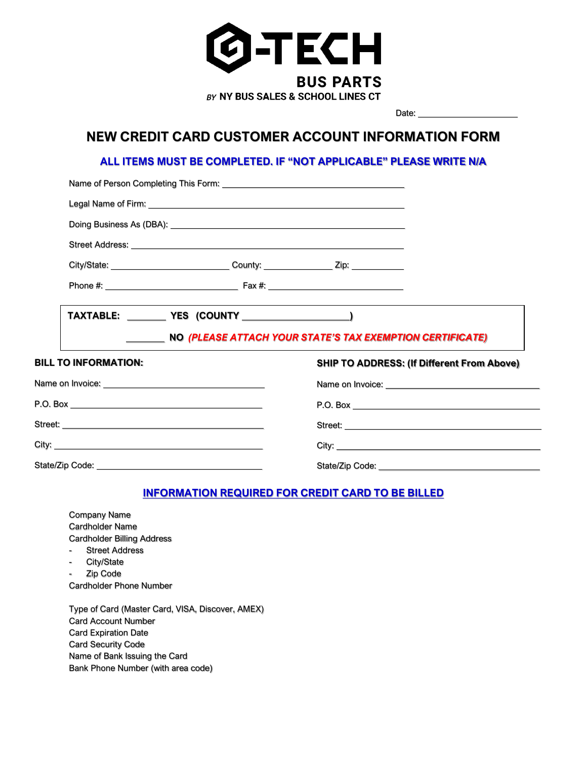# G-TECH

**BUS PARTS**

*BY* **NY BUS SALES & SCHOOL LINES CT**

Date: ____________________

## NEW CREDIT CARD CUSTOMER ACCOUNT INFORMATION FORM

**ALL ITEMS MUST BE COMPLETED. IF "NOT APPLICABLE" PLEASE WRITE N/A**

Name of Person Completing This Form: ________________________________

Legal Name of Firm: ________________________________

Doing Business As (DBA): ________________________________

Street Address: ________________________________

City/State: ____________________ County: ______________ Zip: ___________

Phone #: ________________________ Fax #: ________________________

**TAXTABLE:** ________ **YES (COUNTY** ____________________**)**

________ **NO** ***(PLEASE ATTACH YOUR STATE'S TAX EXEMPTION CERTIFICATE)***

### BILL TO INFORMATION:

Name on Invoice: ________________________________

P.O. Box ________________________________

Street: ________________________________

City: ________________________________

State/Zip Code: ________________________________

### SHIP TO ADDRESS: (If Different From Above)

Name on Invoice: ________________________________

P.O. Box ________________________________

Street: ________________________________

City: ________________________________

State/Zip Code: ________________________________

## INFORMATION REQUIRED FOR CREDIT CARD TO BE BILLED

Company Name
Cardholder Name
Cardholder Billing Address
- Street Address
- City/State
- Zip Code

Cardholder Phone Number

Type of Card (Master Card, VISA, Discover, AMEX)
Card Account Number
Card Expiration Date
Card Security Code
Name of Bank Issuing the Card
Bank Phone Number (with area code)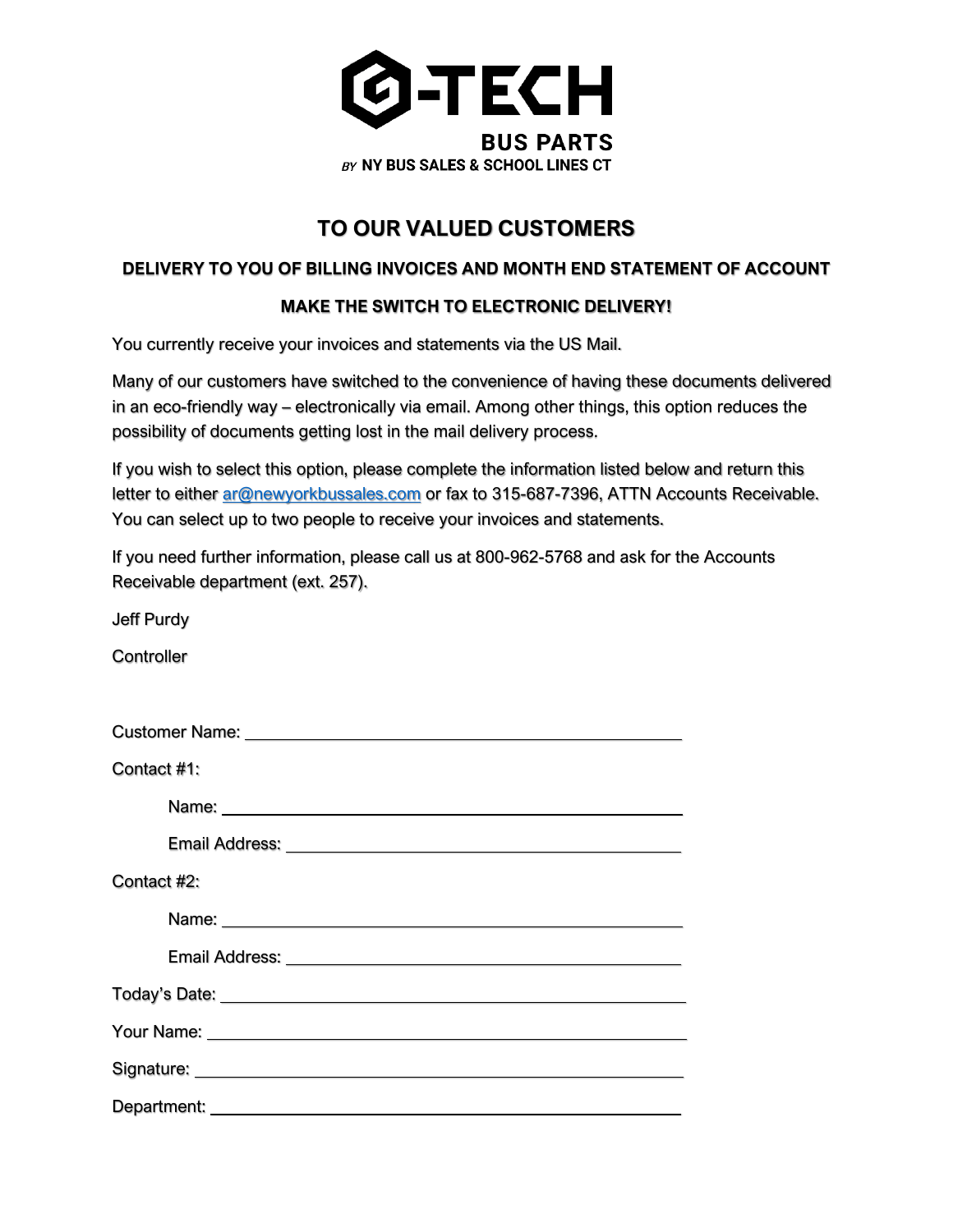G-TECH
BUS PARTS
*BY* NY BUS SALES & SCHOOL LINES CT

# TO OUR VALUED CUSTOMERS

### DELIVERY TO YOU OF BILLING INVOICES AND MONTH END STATEMENT OF ACCOUNT

### MAKE THE SWITCH TO ELECTRONIC DELIVERY!

You currently receive your invoices and statements via the US Mail.

Many of our customers have switched to the convenience of having these documents delivered in an eco-friendly way – electronically via email. Among other things, this option reduces the possibility of documents getting lost in the mail delivery process.

If you wish to select this option, please complete the information listed below and return this letter to either ar@newyorkbussales.com or fax to 315-687-7396, ATTN Accounts Receivable. You can select up to two people to receive your invoices and statements.

If you need further information, please call us at 800-962-5768 and ask for the Accounts Receivable department (ext. 257).

Jeff Purdy

Controller

Customer Name: ______________________________

Contact #1:

Name: ______________________________

Email Address: ______________________________

Contact #2:

Name: ______________________________

Email Address: ______________________________

Today's Date: ______________________________

Your Name: ______________________________

Signature: ______________________________

Department: ______________________________